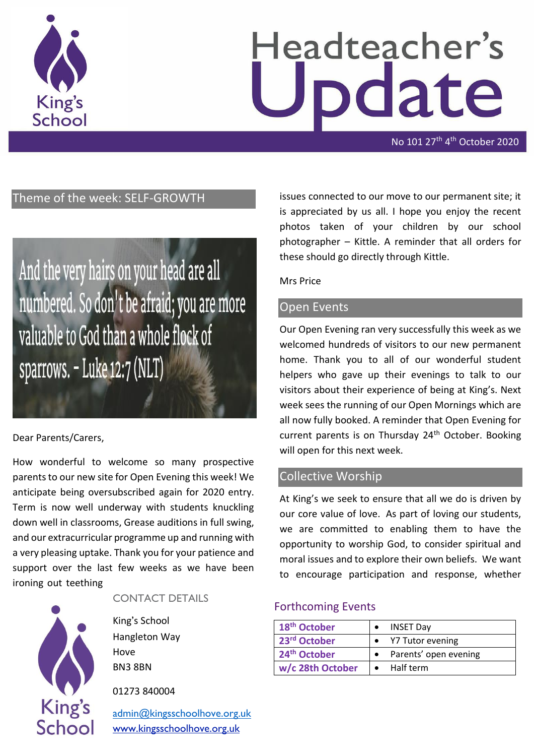# Headteacher's Update

No 101 27th 4th October 2020

## Theme of the week: SELF-GROWTH

And the very hairs on your head are all numbered. So don't be afraid; you are more valuable to God than a whole flock of sparrows. - Luke 12:7 (NLT)

Dear Parents/Carers,

How wonderful to welcome so many prospective parents to our new site for Open Evening this week! We anticipate being oversubscribed again for 2020 entry. Term is now well underway with students knuckling down well in classrooms, Grease auditions in full swing, and our extracurricular programme up and running with a very pleasing uptake. Thank you for your patience and support over the last few weeks as we have been ironing out teething issues connected to our move to our permanent site; it is appreciated by us all. I hope you enjoy the recent photos taken of your children by our school photographer – Kittle. A reminder that all orders for these should go directly through Kittle.

Mrs Price

## Open Events

Our Open Evening ran very successfully this week as we welcomed hundreds of visitors to our new permanent home. Thank you to all of our wonderful student helpers who gave up their evenings to talk to our visitors about their experience of being at King's. Next week sees the running of our Open Mornings which are all now fully booked. A reminder that Open Evening for current parents is on Thursday 24th October. Booking will open for this next week.

## Collective Worship

At King's we seek to ensure that all we do is driven by our core value of love. As part of loving our students, we are committed to enabling them to have the opportunity to worship God, to consider spiritual and moral issues and to explore their own beliefs. We want to encourage participation and response, whether

### Forthcoming Events

| | |
|---|---|
| **18th October** | • INSET Day |
| **23rd October** | • Y7 Tutor evening |
| **24th October** | • Parents' open evening |
| **w/c 28th October** | • Half term |

### CONTACT DETAILS

King's School
Hangleton Way
Hove
BN3 8BN

01273 840004

admin@kingsschoolhove.org.uk
www.kingsschoolhove.org.uk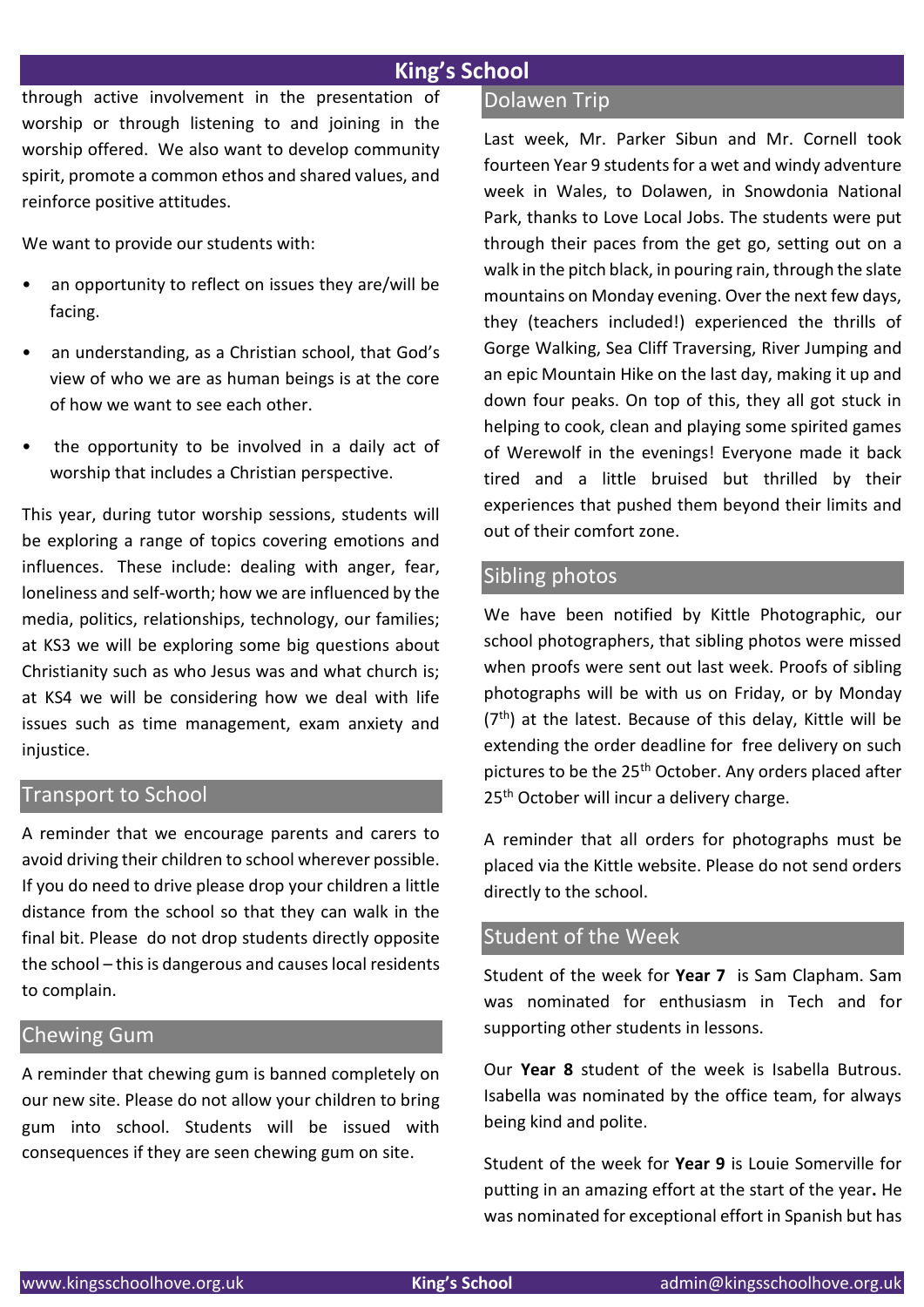through active involvement in the presentation of worship or through listening to and joining in the worship offered. We also want to develop community spirit, promote a common ethos and shared values, and reinforce positive attitudes.

We want to provide our students with:

- an opportunity to reflect on issues they are/will be facing.
- an understanding, as a Christian school, that God's view of who we are as human beings is at the core of how we want to see each other.
- the opportunity to be involved in a daily act of worship that includes a Christian perspective.

This year, during tutor worship sessions, students will be exploring a range of topics covering emotions and influences. These include: dealing with anger, fear, loneliness and self-worth; how we are influenced by the media, politics, relationships, technology, our families; at KS3 we will be exploring some big questions about Christianity such as who Jesus was and what church is; at KS4 we will be considering how we deal with life issues such as time management, exam anxiety and injustice.

## Transport to School

A reminder that we encourage parents and carers to avoid driving their children to school wherever possible. If you do need to drive please drop your children a little distance from the school so that they can walk in the final bit. Please do not drop students directly opposite the school – this is dangerous and causes local residents to complain.

## Chewing Gum

A reminder that chewing gum is banned completely on our new site. Please do not allow your children to bring gum into school. Students will be issued with consequences if they are seen chewing gum on site.

## Dolawen Trip

Last week, Mr. Parker Sibun and Mr. Cornell took fourteen Year 9 students for a wet and windy adventure week in Wales, to Dolawen, in Snowdonia National Park, thanks to Love Local Jobs. The students were put through their paces from the get go, setting out on a walk in the pitch black, in pouring rain, through the slate mountains on Monday evening. Over the next few days, they (teachers included!) experienced the thrills of Gorge Walking, Sea Cliff Traversing, River Jumping and an epic Mountain Hike on the last day, making it up and down four peaks. On top of this, they all got stuck in helping to cook, clean and playing some spirited games of Werewolf in the evenings! Everyone made it back tired and a little bruised but thrilled by their experiences that pushed them beyond their limits and out of their comfort zone.

## Sibling photos

We have been notified by Kittle Photographic, our school photographers, that sibling photos were missed when proofs were sent out last week. Proofs of sibling photographs will be with us on Friday, or by Monday (7th) at the latest. Because of this delay, Kittle will be extending the order deadline for free delivery on such pictures to be the 25th October. Any orders placed after 25th October will incur a delivery charge.

A reminder that all orders for photographs must be placed via the Kittle website. Please do not send orders directly to the school.

## Student of the Week

Student of the week for **Year 7** is Sam Clapham. Sam was nominated for enthusiasm in Tech and for supporting other students in lessons.

Our **Year 8** student of the week is Isabella Butrous. Isabella was nominated by the office team, for always being kind and polite.

Student of the week for **Year 9** is Louie Somerville for putting in an amazing effort at the start of the year**.** He was nominated for exceptional effort in Spanish but has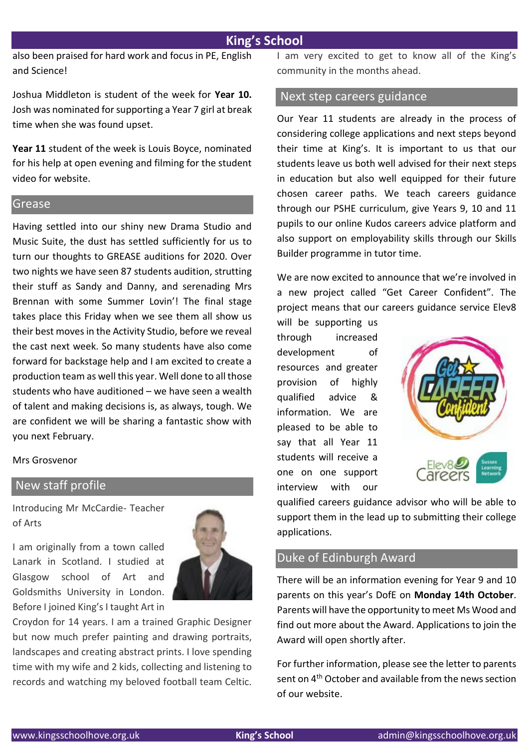also been praised for hard work and focus in PE, English and Science!

Joshua Middleton is student of the week for **Year 10.** Josh was nominated for supporting a Year 7 girl at break time when she was found upset.

**Year 11** student of the week is Louis Boyce, nominated for his help at open evening and filming for the student video for website.

## Grease

Having settled into our shiny new Drama Studio and Music Suite, the dust has settled sufficiently for us to turn our thoughts to GREASE auditions for 2020. Over two nights we have seen 87 students audition, strutting their stuff as Sandy and Danny, and serenading Mrs Brennan with some Summer Lovin'! The final stage takes place this Friday when we see them all show us their best moves in the Activity Studio, before we reveal the cast next week. So many students have also come forward for backstage help and I am excited to create a production team as well this year. Well done to all those students who have auditioned – we have seen a wealth of talent and making decisions is, as always, tough. We are confident we will be sharing a fantastic show with you next February.

Mrs Grosvenor

## New staff profile

Introducing Mr McCardie- Teacher of Arts

I am originally from a town called Lanark in Scotland. I studied at Glasgow school of Art and Goldsmiths University in London. Before I joined King's I taught Art in Croydon for 14 years. I am a trained Graphic Designer but now much prefer painting and drawing portraits, landscapes and creating abstract prints. I love spending time with my wife and 2 kids, collecting and listening to records and watching my beloved football team Celtic.

I am very excited to get to know all of the King's community in the months ahead.

## Next step careers guidance

Our Year 11 students are already in the process of considering college applications and next steps beyond their time at King's. It is important to us that our students leave us both well advised for their next steps in education but also well equipped for their future chosen career paths. We teach careers guidance through our PSHE curriculum, give Years 9, 10 and 11 pupils to our online Kudos careers advice platform and also support on employability skills through our Skills Builder programme in tutor time.

We are now excited to announce that we're involved in a new project called "Get Career Confident". The project means that our careers guidance service Elev8 will be supporting us through increased development of resources and greater provision of highly qualified advice & information. We are pleased to be able to say that all Year 11 students will receive a one on one support interview with our qualified careers guidance advisor who will be able to support them in the lead up to submitting their college applications.

## Duke of Edinburgh Award

There will be an information evening for Year 9 and 10 parents on this year's DofE on **Monday 14th October**. Parents will have the opportunity to meet Ms Wood and find out more about the Award. Applications to join the Award will open shortly after.

For further information, please see the letter to parents sent on 4th October and available from the news section of our website.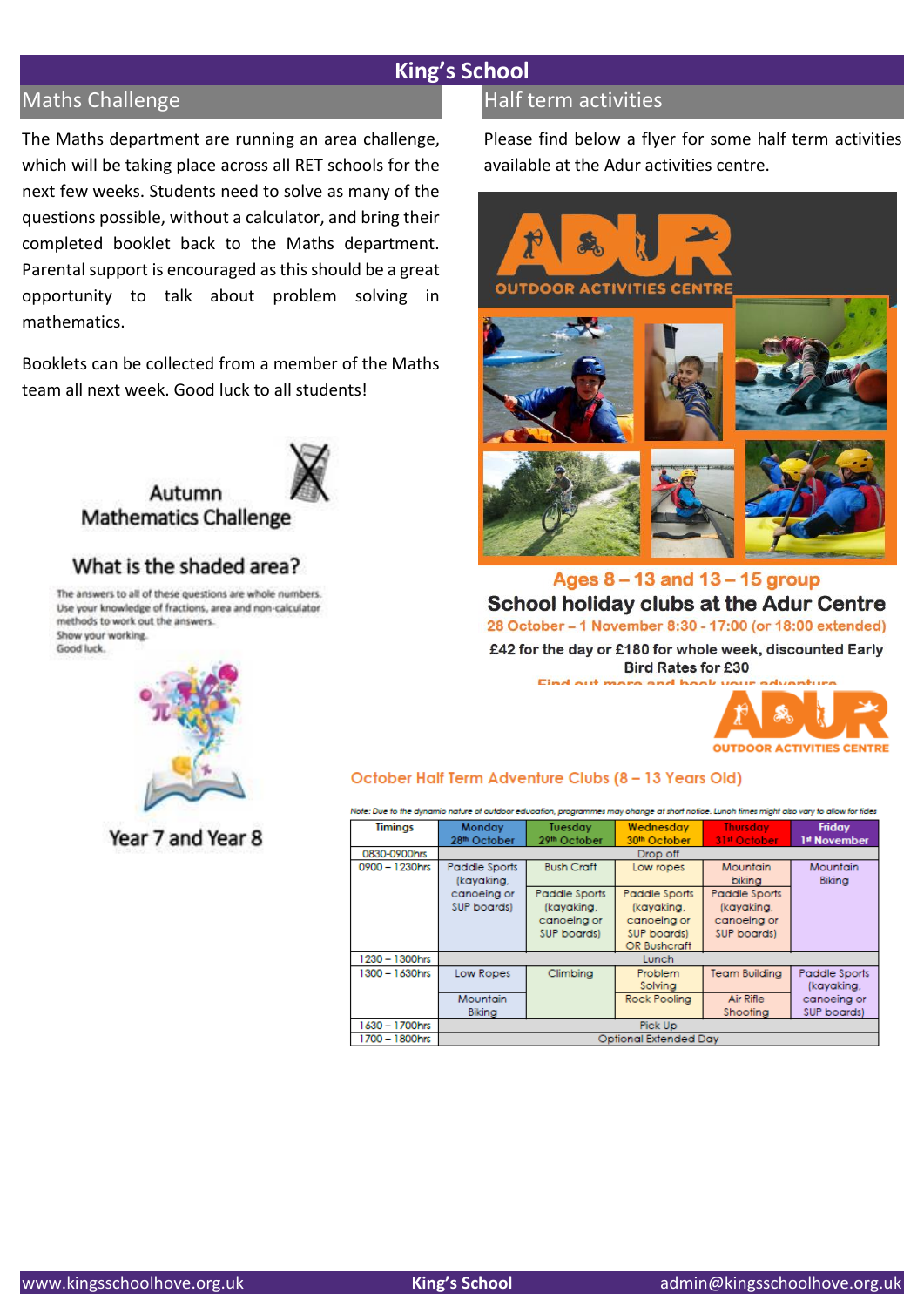# King's School

## Maths Challenge

The Maths department are running an area challenge, which will be taking place across all RET schools for the next few weeks. Students need to solve as many of the questions possible, without a calculator, and bring their completed booklet back to the Maths department. Parental support is encouraged as this should be a great opportunity to talk about problem solving in mathematics.

Booklets can be collected from a member of the Maths team all next week. Good luck to all students!

Autumn Mathematics Challenge

What is the shaded area?

The answers to all of these questions are whole numbers.
Use your knowledge of fractions, area and non-calculator methods to work out the answers.
Show your working.
Good luck.

Year 7 and Year 8

## Half term activities

Please find below a flyer for some half term activities available at the Adur activities centre.

ADUR OUTDOOR ACTIVITIES CENTRE

**Ages 8 – 13 and 13 – 15 group**

**School holiday clubs at the Adur Centre**

**28 October – 1 November 8:30 - 17:00 (or 18:00 extended)**

**£42 for the day or £180 for whole week, discounted Early Bird Rates for £30**

**Find out more and book your adventure**

ADUR OUTDOOR ACTIVITIES CENTRE

**October Half Term Adventure Clubs (8 – 13 Years Old)**

*Note: Due to the dynamic nature of outdoor education, programmes may change at short notice. Lunch times might also vary to allow for tides*

| Timings | Monday 28th October | Tuesday 29th October | Wednesday 30th October | Thursday 31st October | Friday 1st November |
|---|---|---|---|---|---|
| 0830-0900hrs | Drop off | | | | |
| 0900 – 1230hrs | Paddle Sports (kayaking, canoeing or SUP boards) | Bush Craft / Paddle Sports (kayaking, canoeing or SUP boards) | Low ropes / Paddle Sports (kayaking, canoeing or SUP boards) OR Bushcraft | Mountain biking / Paddle Sports (kayaking, canoeing or SUP boards) | Mountain Biking |
| 1230 – 1300hrs | Lunch | | | | |
| 1300 – 1630hrs | Low Ropes / Mountain Biking | Climbing | Problem Solving / Rock Pooling | Team Building / Air Rifle Shooting | Paddle Sports (kayaking, canoeing or SUP boards) |
| 1630 – 1700hrs | Pick Up | | | | |
| 1700 – 1800hrs | Optional Extended Day | | | | |